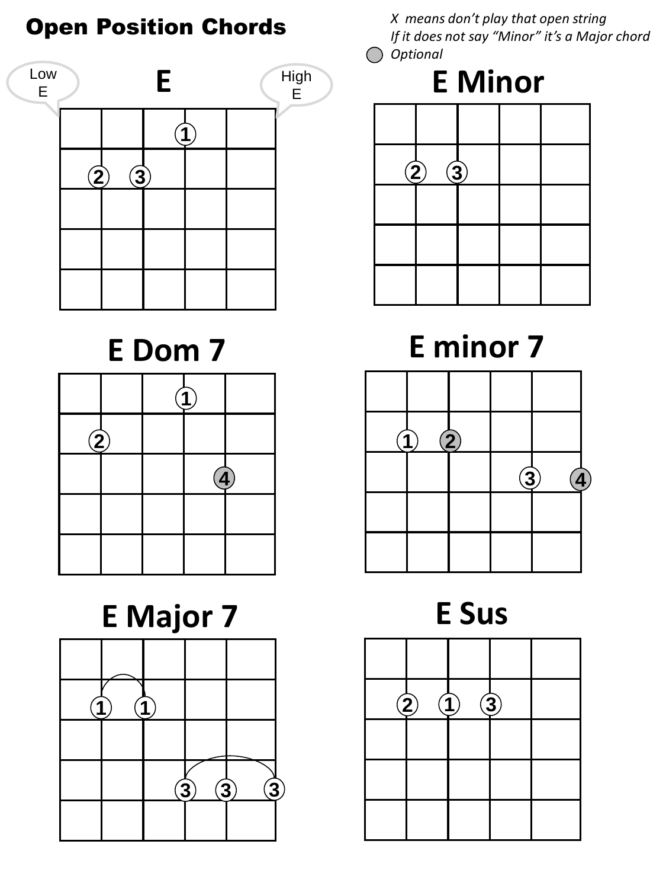# Open Position Chords

*X means don't play that open string*
*If it does not say "Minor" it's a Major chord*
*Optional*

## E

Low E — High E

## E Minor

## E Dom 7

## E minor 7

## E Major 7

## E Sus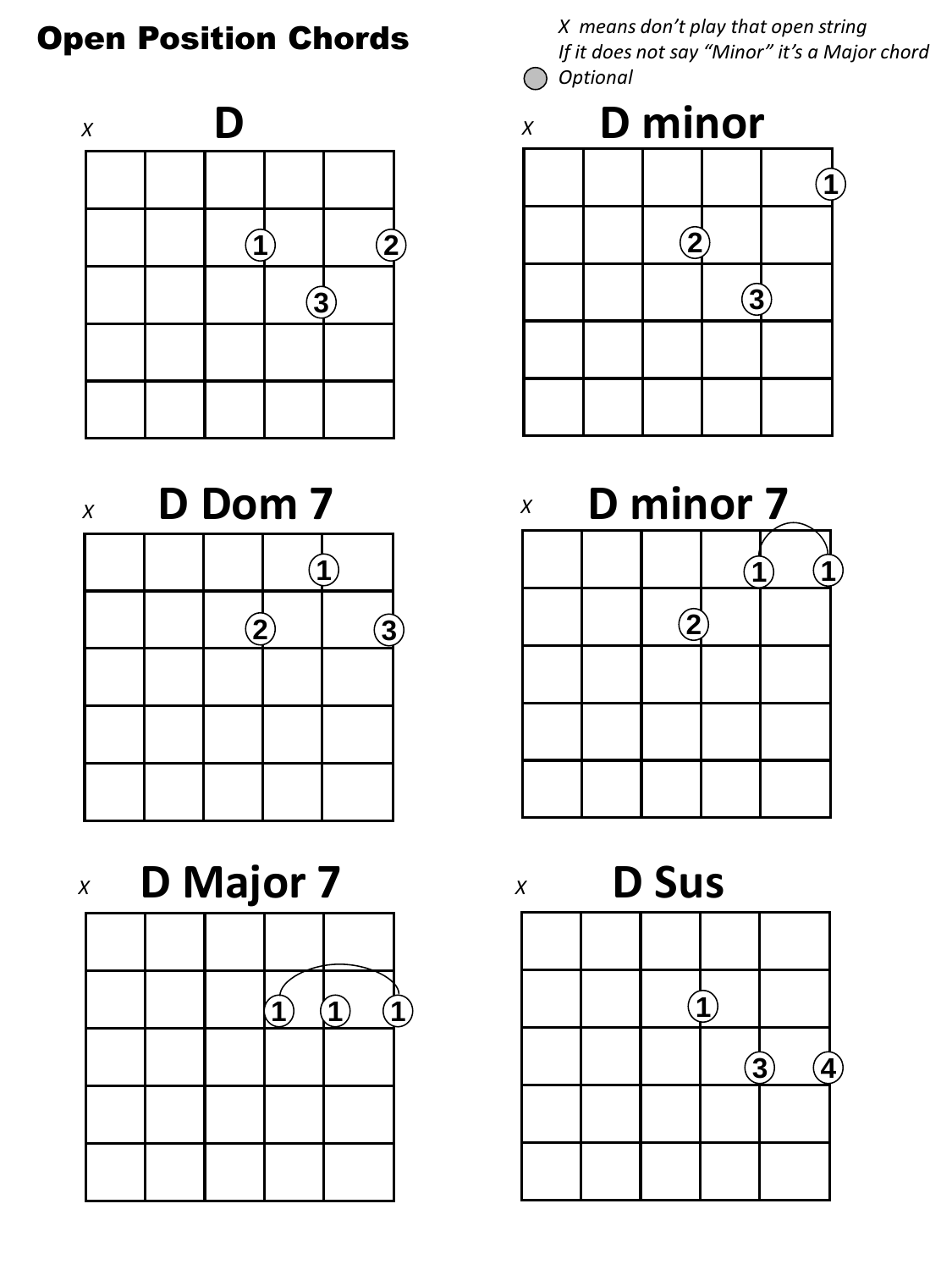# Open Position Chords

*X means don't play that open string*
*If it does not say "Minor" it's a Major chord*
*Optional*

## D

X

1 2
3

## D minor

X

1
2
3

## D Dom 7

X

1
2 3

## D minor 7

X

1 1
2

## D Major 7

X

1 1 1

## D Sus

X

1
3 4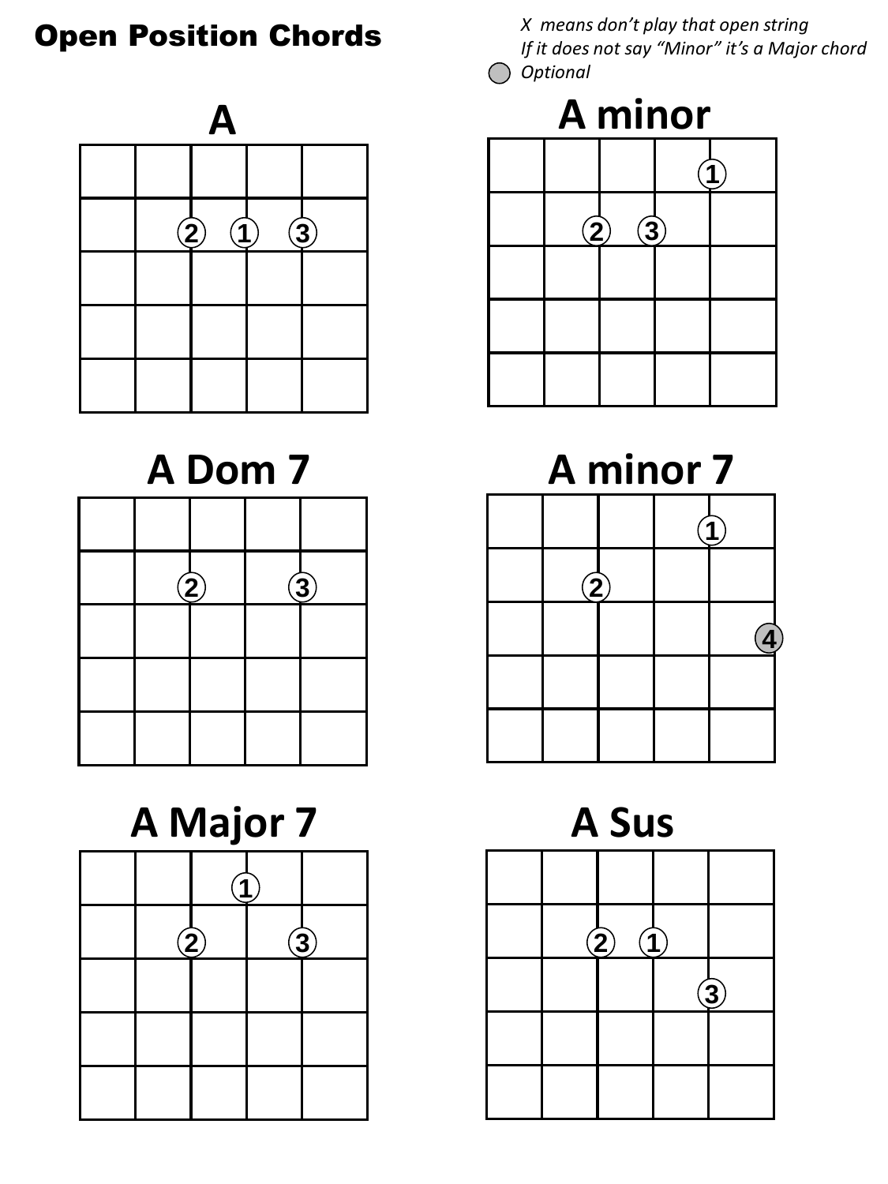# Open Position Chords

*X means don't play that open string*
*If it does not say "Minor" it's a Major chord*
*Optional* (shown as a grey circle)

## A

## A minor

## A Dom 7

## A minor 7

## A Major 7

## A Sus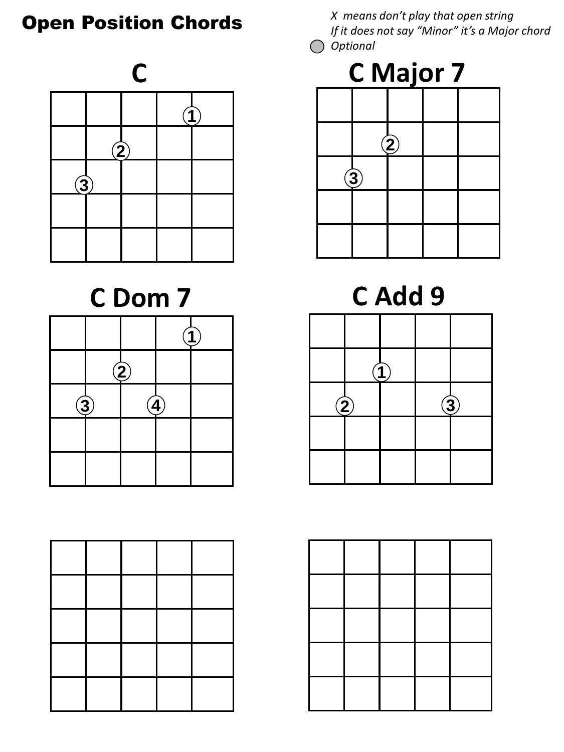# Open Position Chords

*X means don't play that open string*
*If it does not say "Minor" it's a Major chord*
*Optional*

## C

1 2 3

## C Major 7

2 3

## C Dom 7

1 2 3 4

## C Add 9

1 2 3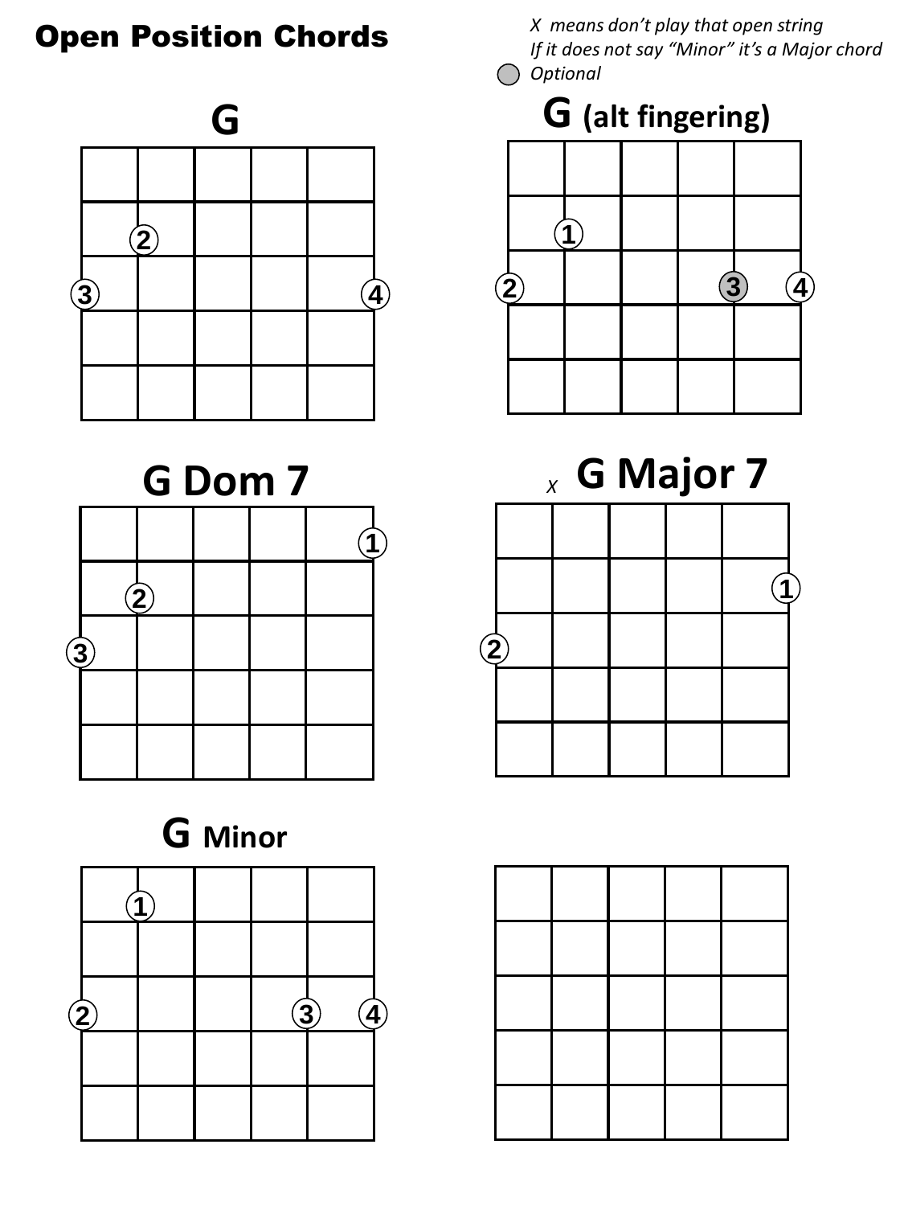# Open Position Chords

*X means don't play that open string*
*If it does not say "Minor" it's a Major chord*
*Optional*

## G

## G (alt fingering)

## G Dom 7

## G Major 7

X

## G Minor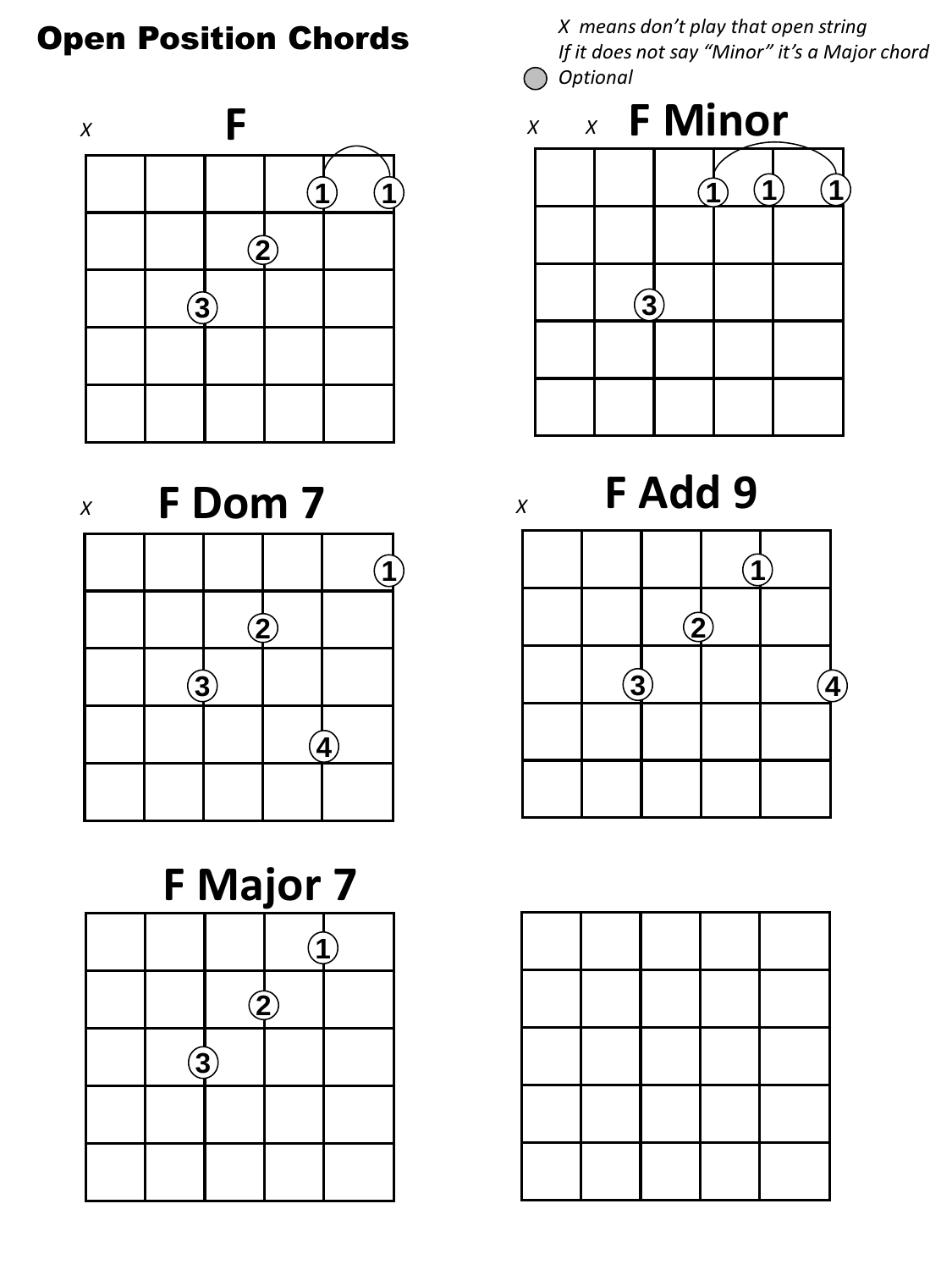# Open Position Chords

*X means don't play that open string*
*If it does not say "Minor" it's a Major chord*
*Optional*

## F

X

1 1
2
3

## F Minor

X X

1 1 1
3

## F Dom 7

X

1
2
3
4

## F Add 9

X

1
2
3 4

## F Major 7

1
2
3